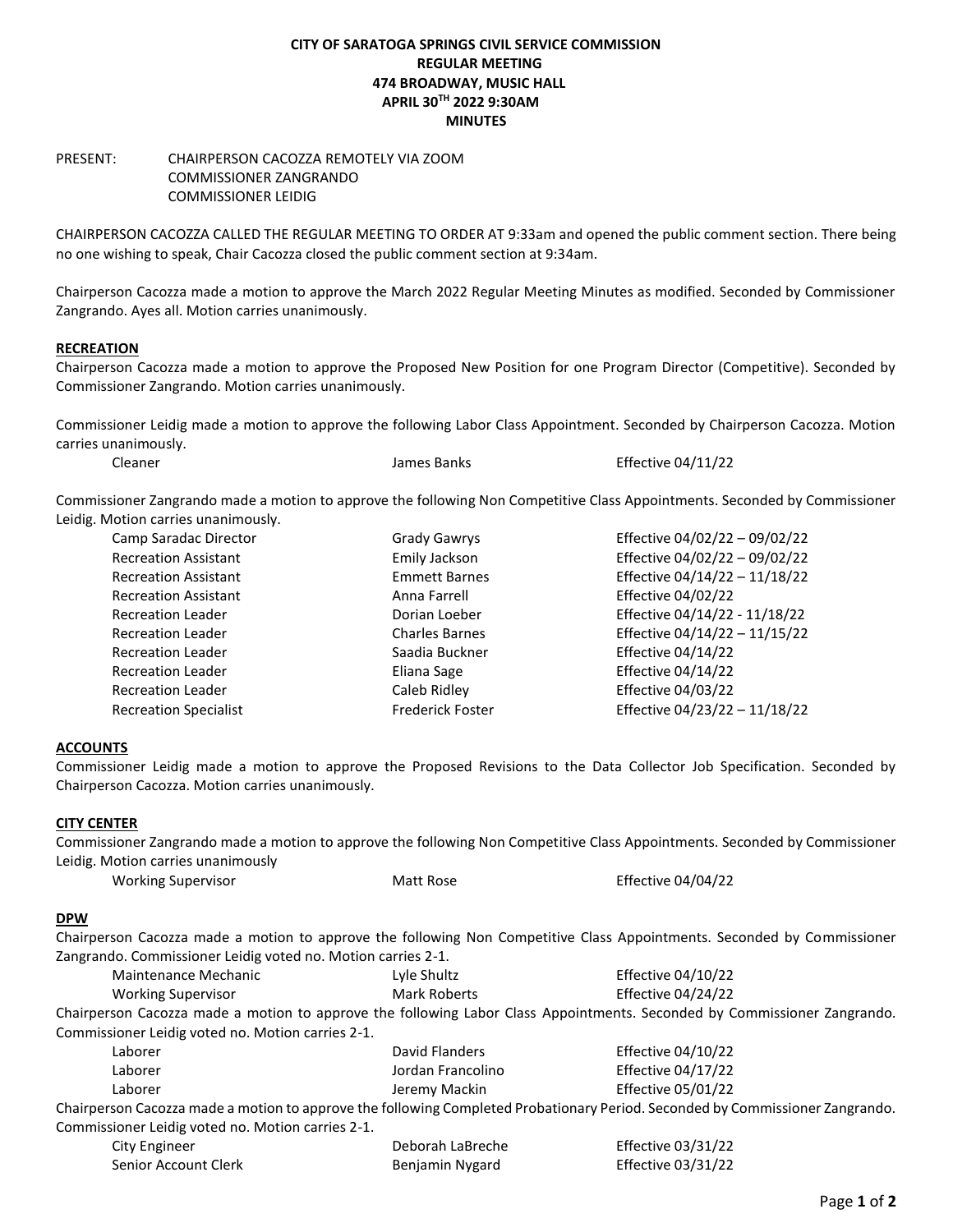# CITY OF SARATOGA SPRINGS CIVIL SERVICE COMMISSION
## REGULAR MEETING
## 474 BROADWAY, MUSIC HALL
## APRIL 30TH 2022 9:30AM
## MINUTES

PRESENT: CHAIRPERSON CACOZZA REMOTELY VIA ZOOM
COMMISSIONER ZANGRANDO
COMMISSIONER LEIDIG

CHAIRPERSON CACOZZA CALLED THE REGULAR MEETING TO ORDER AT 9:33am and opened the public comment section. There being no one wishing to speak, Chair Cacozza closed the public comment section at 9:34am.

Chairperson Cacozza made a motion to approve the March 2022 Regular Meeting Minutes as modified. Seconded by Commissioner Zangrando. Ayes all. Motion carries unanimously.

**RECREATION**

Chairperson Cacozza made a motion to approve the Proposed New Position for one Program Director (Competitive). Seconded by Commissioner Zangrando. Motion carries unanimously.

Commissioner Leidig made a motion to approve the following Labor Class Appointment. Seconded by Chairperson Cacozza. Motion carries unanimously.

| | | |
|---|---|---|
| Cleaner | James Banks | Effective 04/11/22 |

Commissioner Zangrando made a motion to approve the following Non Competitive Class Appointments. Seconded by Commissioner Leidig. Motion carries unanimously.

| | | |
|---|---|---|
| Camp Saradac Director | Grady Gawrys | Effective 04/02/22 – 09/02/22 |
| Recreation Assistant | Emily Jackson | Effective 04/02/22 – 09/02/22 |
| Recreation Assistant | Emmett Barnes | Effective 04/14/22 – 11/18/22 |
| Recreation Assistant | Anna Farrell | Effective 04/02/22 |
| Recreation Leader | Dorian Loeber | Effective 04/14/22 - 11/18/22 |
| Recreation Leader | Charles Barnes | Effective 04/14/22 – 11/15/22 |
| Recreation Leader | Saadia Buckner | Effective 04/14/22 |
| Recreation Leader | Eliana Sage | Effective 04/14/22 |
| Recreation Leader | Caleb Ridley | Effective 04/03/22 |
| Recreation Specialist | Frederick Foster | Effective 04/23/22 – 11/18/22 |

**ACCOUNTS**

Commissioner Leidig made a motion to approve the Proposed Revisions to the Data Collector Job Specification. Seconded by Chairperson Cacozza. Motion carries unanimously.

**CITY CENTER**

Commissioner Zangrando made a motion to approve the following Non Competitive Class Appointments. Seconded by Commissioner Leidig. Motion carries unanimously

| | | |
|---|---|---|
| Working Supervisor | Matt Rose | Effective 04/04/22 |

**DPW**

Chairperson Cacozza made a motion to approve the following Non Competitive Class Appointments. Seconded by Commissioner Zangrando. Commissioner Leidig voted no. Motion carries 2-1.

| | | |
|---|---|---|
| Maintenance Mechanic | Lyle Shultz | Effective 04/10/22 |
| Working Supervisor | Mark Roberts | Effective 04/24/22 |

Chairperson Cacozza made a motion to approve the following Labor Class Appointments. Seconded by Commissioner Zangrando. Commissioner Leidig voted no. Motion carries 2-1.

| | | |
|---|---|---|
| Laborer | David Flanders | Effective 04/10/22 |
| Laborer | Jordan Francolino | Effective 04/17/22 |
| Laborer | Jeremy Mackin | Effective 05/01/22 |

Chairperson Cacozza made a motion to approve the following Completed Probationary Period. Seconded by Commissioner Zangrando. Commissioner Leidig voted no. Motion carries 2-1.

| | | |
|---|---|---|
| City Engineer | Deborah LaBreche | Effective 03/31/22 |
| Senior Account Clerk | Benjamin Nygard | Effective 03/31/22 |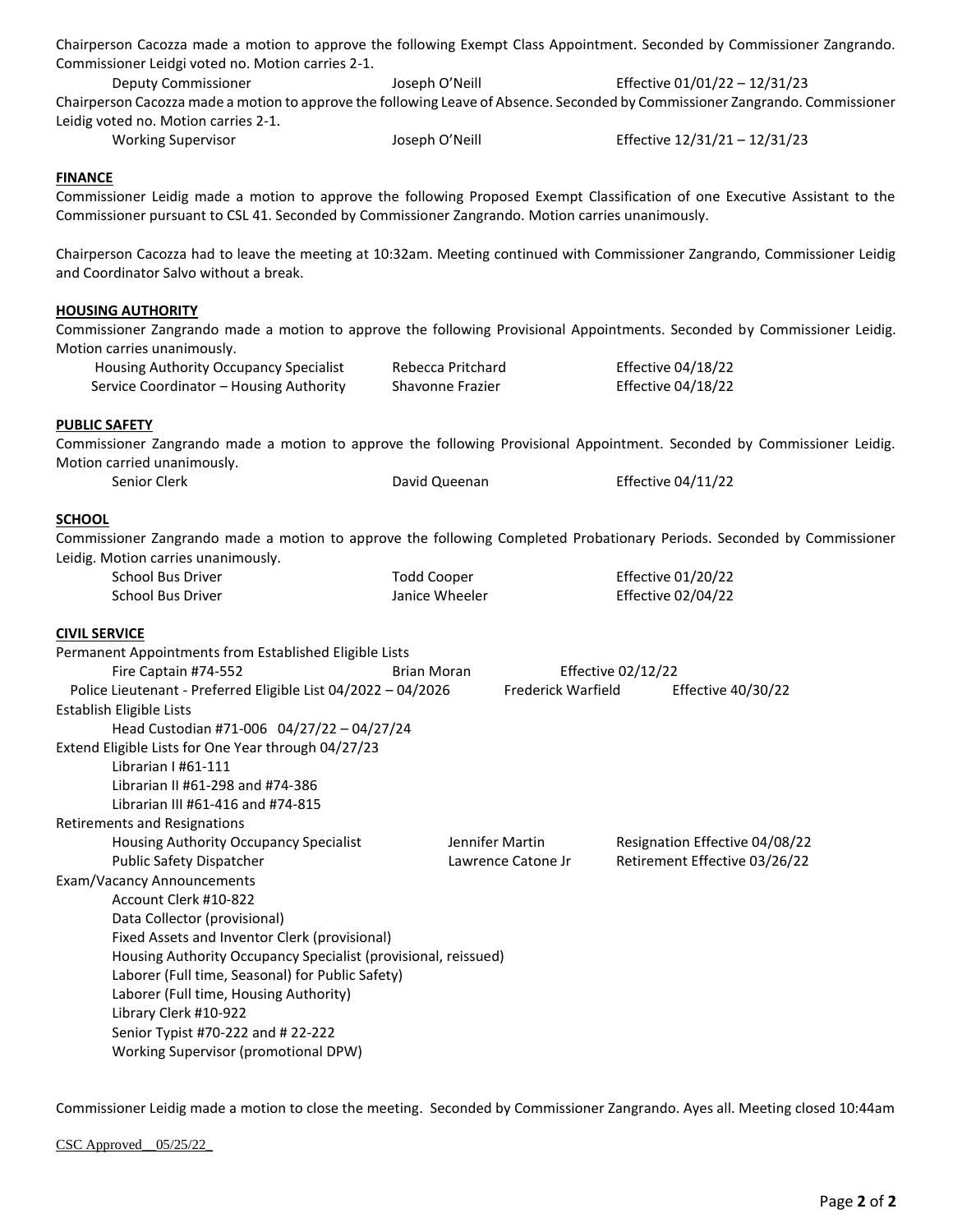Chairperson Cacozza made a motion to approve the following Exempt Class Appointment. Seconded by Commissioner Zangrando. Commissioner Leidgi voted no. Motion carries 2-1.

| | | |
|---|---|---|
| Deputy Commissioner | Joseph O'Neill | Effective 01/01/22 – 12/31/23 |

Chairperson Cacozza made a motion to approve the following Leave of Absence. Seconded by Commissioner Zangrando. Commissioner Leidig voted no. Motion carries 2-1.

| | | |
|---|---|---|
| Working Supervisor | Joseph O'Neill | Effective 12/31/21 – 12/31/23 |

**FINANCE**

Commissioner Leidig made a motion to approve the following Proposed Exempt Classification of one Executive Assistant to the Commissioner pursuant to CSL 41. Seconded by Commissioner Zangrando. Motion carries unanimously.

Chairperson Cacozza had to leave the meeting at 10:32am. Meeting continued with Commissioner Zangrando, Commissioner Leidig and Coordinator Salvo without a break.

**HOUSING AUTHORITY**

Commissioner Zangrando made a motion to approve the following Provisional Appointments. Seconded by Commissioner Leidig. Motion carries unanimously.

| | | |
|---|---|---|
| Housing Authority Occupancy Specialist | Rebecca Pritchard | Effective 04/18/22 |
| Service Coordinator – Housing Authority | Shavonne Frazier | Effective 04/18/22 |

**PUBLIC SAFETY**

Commissioner Zangrando made a motion to approve the following Provisional Appointment. Seconded by Commissioner Leidig. Motion carried unanimously.

| | | |
|---|---|---|
| Senior Clerk | David Queenan | Effective 04/11/22 |

**SCHOOL**

Commissioner Zangrando made a motion to approve the following Completed Probationary Periods. Seconded by Commissioner Leidig. Motion carries unanimously.

| | | |
|---|---|---|
| School Bus Driver | Todd Cooper | Effective 01/20/22 |
| School Bus Driver | Janice Wheeler | Effective 02/04/22 |

**CIVIL SERVICE**

Permanent Appointments from Established Eligible Lists

| | | |
|---|---|---|
| Fire Captain #74-552 | Brian Moran | Effective 02/12/22 |
| Police Lieutenant - Preferred Eligible List 04/2022 – 04/2026 | Frederick Warfield | Effective 40/30/22 |

Establish Eligible Lists

- Head Custodian #71-006 04/27/22 – 04/27/24

Extend Eligible Lists for One Year through 04/27/23

- Librarian I #61-111
- Librarian II #61-298 and #74-386
- Librarian III #61-416 and #74-815

Retirements and Resignations

| | | |
|---|---|---|
| Housing Authority Occupancy Specialist | Jennifer Martin | Resignation Effective 04/08/22 |
| Public Safety Dispatcher | Lawrence Catone Jr | Retirement Effective 03/26/22 |

Exam/Vacancy Announcements

- Account Clerk #10-822
- Data Collector (provisional)
- Fixed Assets and Inventor Clerk (provisional)
- Housing Authority Occupancy Specialist (provisional, reissued)
- Laborer (Full time, Seasonal) for Public Safety)
- Laborer (Full time, Housing Authority)
- Library Clerk #10-922
- Senior Typist #70-222 and # 22-222
- Working Supervisor (promotional DPW)

Commissioner Leidig made a motion to close the meeting. Seconded by Commissioner Zangrando. Ayes all. Meeting closed 10:44am

CSC Approved__05/25/22_